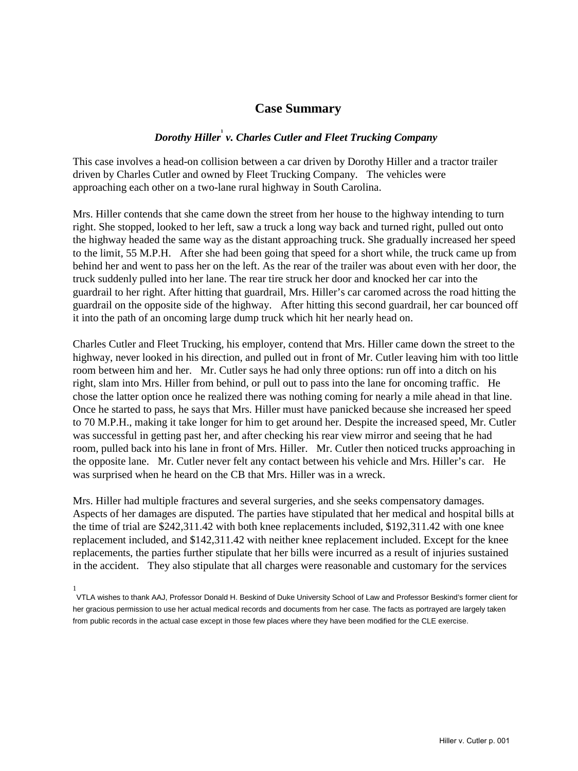# Case Summary

***Dorothy Hiller[1] v. Charles Cutler and Fleet Trucking Company***

This case involves a head-on collision between a car driven by Dorothy Hiller and a tractor trailer driven by Charles Cutler and owned by Fleet Trucking Company. The vehicles were approaching each other on a two-lane rural highway in South Carolina.

Mrs. Hiller contends that she came down the street from her house to the highway intending to turn right. She stopped, looked to her left, saw a truck a long way back and turned right, pulled out onto the highway headed the same way as the distant approaching truck. She gradually increased her speed to the limit, 55 M.P.H. After she had been going that speed for a short while, the truck came up from behind her and went to pass her on the left. As the rear of the trailer was about even with her door, the truck suddenly pulled into her lane. The rear tire struck her door and knocked her car into the guardrail to her right. After hitting that guardrail, Mrs. Hiller's car caromed across the road hitting the guardrail on the opposite side of the highway. After hitting this second guardrail, her car bounced off it into the path of an oncoming large dump truck which hit her nearly head on.

Charles Cutler and Fleet Trucking, his employer, contend that Mrs. Hiller came down the street to the highway, never looked in his direction, and pulled out in front of Mr. Cutler leaving him with too little room between him and her. Mr. Cutler says he had only three options: run off into a ditch on his right, slam into Mrs. Hiller from behind, or pull out to pass into the lane for oncoming traffic. He chose the latter option once he realized there was nothing coming for nearly a mile ahead in that line. Once he started to pass, he says that Mrs. Hiller must have panicked because she increased her speed to 70 M.P.H., making it take longer for him to get around her. Despite the increased speed, Mr. Cutler was successful in getting past her, and after checking his rear view mirror and seeing that he had room, pulled back into his lane in front of Mrs. Hiller. Mr. Cutler then noticed trucks approaching in the opposite lane. Mr. Cutler never felt any contact between his vehicle and Mrs. Hiller's car. He was surprised when he heard on the CB that Mrs. Hiller was in a wreck.

Mrs. Hiller had multiple fractures and several surgeries, and she seeks compensatory damages. Aspects of her damages are disputed. The parties have stipulated that her medical and hospital bills at the time of trial are $242,311.42 with both knee replacements included, $192,311.42 with one knee replacement included, and $142,311.42 with neither knee replacement included. Except for the knee replacements, the parties further stipulate that her bills were incurred as a result of injuries sustained in the accident. They also stipulate that all charges were reasonable and customary for the services

[1] VTLA wishes to thank AAJ, Professor Donald H. Beskind of Duke University School of Law and Professor Beskind's former client for her gracious permission to use her actual medical records and documents from her case. The facts as portrayed are largely taken from public records in the actual case except in those few places where they have been modified for the CLE exercise.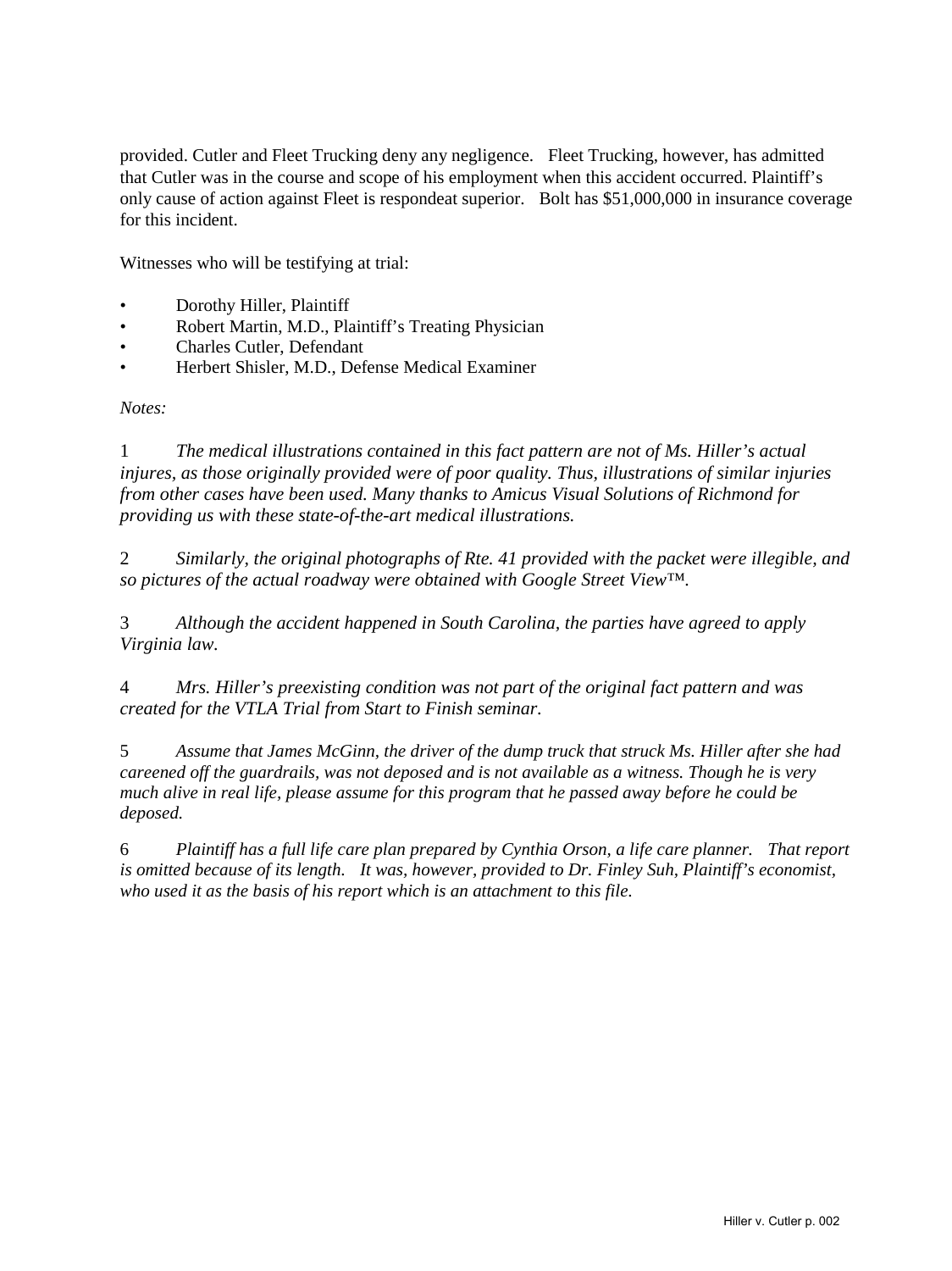provided. Cutler and Fleet Trucking deny any negligence. Fleet Trucking, however, has admitted that Cutler was in the course and scope of his employment when this accident occurred. Plaintiff's only cause of action against Fleet is respondeat superior. Bolt has $51,000,000 in insurance coverage for this incident.

Witnesses who will be testifying at trial:

- Dorothy Hiller, Plaintiff
- Robert Martin, M.D., Plaintiff's Treating Physician
- Charles Cutler, Defendant
- Herbert Shisler, M.D., Defense Medical Examiner

*Notes:*

1 *The medical illustrations contained in this fact pattern are not of Ms. Hiller's actual injures, as those originally provided were of poor quality. Thus, illustrations of similar injuries from other cases have been used. Many thanks to Amicus Visual Solutions of Richmond for providing us with these state-of-the-art medical illustrations.*

2 *Similarly, the original photographs of Rte. 41 provided with the packet were illegible, and so pictures of the actual roadway were obtained with Google Street View™.*

3 *Although the accident happened in South Carolina, the parties have agreed to apply Virginia law.*

4 *Mrs. Hiller's preexisting condition was not part of the original fact pattern and was created for the VTLA Trial from Start to Finish seminar.*

5 *Assume that James McGinn, the driver of the dump truck that struck Ms. Hiller after she had careened off the guardrails, was not deposed and is not available as a witness. Though he is very much alive in real life, please assume for this program that he passed away before he could be deposed.*

6 *Plaintiff has a full life care plan prepared by Cynthia Orson, a life care planner. That report is omitted because of its length. It was, however, provided to Dr. Finley Suh, Plaintiff's economist, who used it as the basis of his report which is an attachment to this file.*